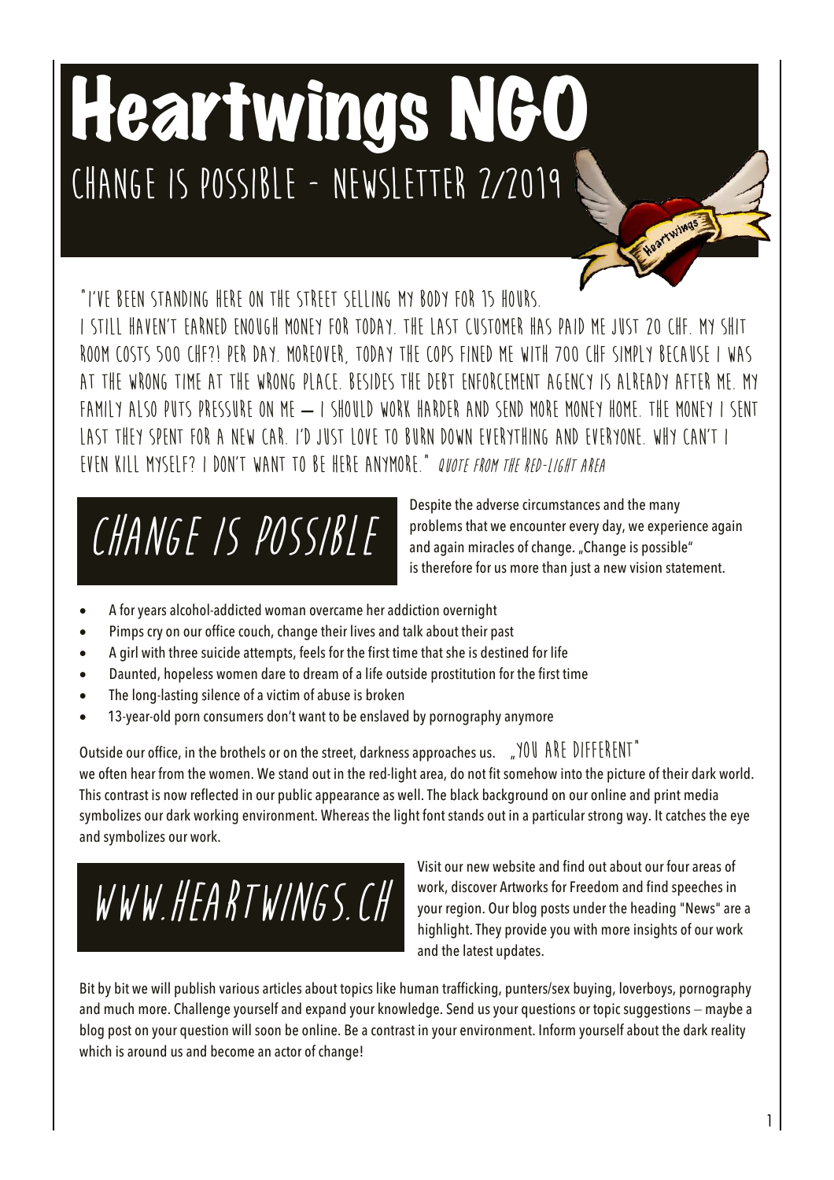# Heartwings NGO

## CHANGE IS POSSIBLE – NEWSLETTER 2/2019

"I'VE BEEN STANDING HERE ON THE STREET SELLING MY BODY FOR 15 HOURS. I STILL HAVEN'T EARNED ENOUGH MONEY FOR TODAY. THE LAST CUSTOMER HAS PAID ME JUST 20 CHF. MY SHIT ROOM COSTS 500 CHF?! PER DAY. MOREOVER, TODAY THE COPS FINED ME WITH 700 CHF SIMPLY BECAUSE I WAS AT THE WRONG TIME AT THE WRONG PLACE. BESIDES THE DEBT ENFORCEMENT AGENCY IS ALREADY AFTER ME. MY FAMILY ALSO PUTS PRESSURE ON ME – I SHOULD WORK HARDER AND SEND MORE MONEY HOME. THE MONEY I SENT LAST THEY SPENT FOR A NEW CAR. I'D JUST LOVE TO BURN DOWN EVERYTHING AND EVERYONE. WHY CAN'T I EVEN KILL MYSELF? I DON'T WANT TO BE HERE ANYMORE." *QUOTE FROM THE RED-LIGHT AREA*

## CHANGE IS POSSIBLE

Despite the adverse circumstances and the many problems that we encounter every day, we experience again and again miracles of change. „Change is possible" is therefore for us more than just a new vision statement.

- A for years alcohol-addicted woman overcame her addiction overnight
- Pimps cry on our office couch, change their lives and talk about their past
- A girl with three suicide attempts, feels for the first time that she is destined for life
- Daunted, hopeless women dare to dream of a life outside prostitution for the first time
- The long-lasting silence of a victim of abuse is broken
- 13-year-old porn consumers don't want to be enslaved by pornography anymore

Outside our office, in the brothels or on the street, darkness approaches us. „YOU ARE DIFFERENT" we often hear from the women. We stand out in the red-light area, do not fit somehow into the picture of their dark world. This contrast is now reflected in our public appearance as well. The black background on our online and print media symbolizes our dark working environment. Whereas the light font stands out in a particular strong way. It catches the eye and symbolizes our work.

## WWW.HEARTWINGS.CH

Visit our new website and find out about our four areas of work, discover Artworks for Freedom and find speeches in your region. Our blog posts under the heading "News" are a highlight. They provide you with more insights of our work and the latest updates.

Bit by bit we will publish various articles about topics like human trafficking, punters/sex buying, loverboys, pornography and much more. Challenge yourself and expand your knowledge. Send us your questions or topic suggestions – maybe a blog post on your question will soon be online. Be a contrast in your environment. Inform yourself about the dark reality which is around us and become an actor of change!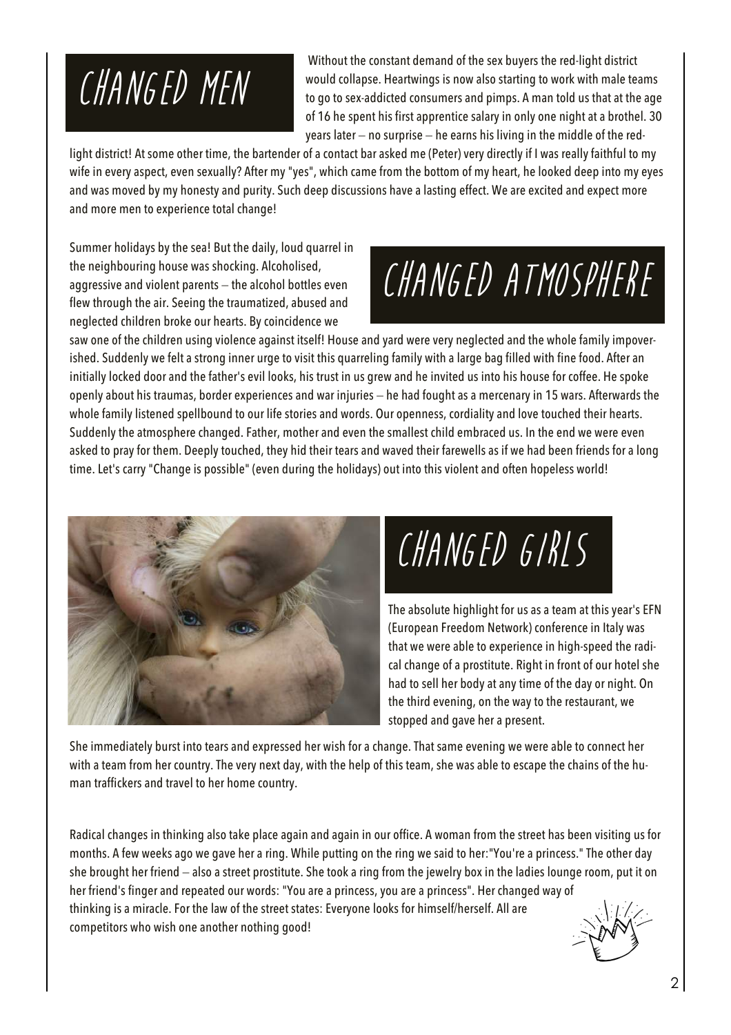# CHANGED MEN

Without the constant demand of the sex buyers the red-light district would collapse. Heartwings is now also starting to work with male teams to go to sex-addicted consumers and pimps. A man told us that at the age of 16 he spent his first apprentice salary in only one night at a brothel. 30 years later – no surprise – he earns his living in the middle of the red-light district! At some other time, the bartender of a contact bar asked me (Peter) very directly if I was really faithful to my wife in every aspect, even sexually? After my "yes", which came from the bottom of my heart, he looked deep into my eyes and was moved by my honesty and purity. Such deep discussions have a lasting effect. We are excited and expect more and more men to experience total change!

# CHANGED ATMOSPHERE

Summer holidays by the sea! But the daily, loud quarrel in the neighbouring house was shocking. Alcoholised, aggressive and violent parents – the alcohol bottles even flew through the air. Seeing the traumatized, abused and neglected children broke our hearts. By coincidence we saw one of the children using violence against itself! House and yard were very neglected and the whole family impoverished. Suddenly we felt a strong inner urge to visit this quarreling family with a large bag filled with fine food. After an initially locked door and the father's evil looks, his trust in us grew and he invited us into his house for coffee. He spoke openly about his traumas, border experiences and war injuries – he had fought as a mercenary in 15 wars. Afterwards the whole family listened spellbound to our life stories and words. Our openness, cordiality and love touched their hearts. Suddenly the atmosphere changed. Father, mother and even the smallest child embraced us. In the end we were even asked to pray for them. Deeply touched, they hid their tears and waved their farewells as if we had been friends for a long time. Let's carry "Change is possible" (even during the holidays) out into this violent and often hopeless world!

# CHANGED GIRLS

The absolute highlight for us as a team at this year's EFN (European Freedom Network) conference in Italy was that we were able to experience in high-speed the radical change of a prostitute. Right in front of our hotel she had to sell her body at any time of the day or night. On the third evening, on the way to the restaurant, we stopped and gave her a present.

She immediately burst into tears and expressed her wish for a change. That same evening we were able to connect her with a team from her country. The very next day, with the help of this team, she was able to escape the chains of the human traffickers and travel to her home country.

Radical changes in thinking also take place again and again in our office. A woman from the street has been visiting us for months. A few weeks ago we gave her a ring. While putting on the ring we said to her: "You're a princess." The other day she brought her friend – also a street prostitute. She took a ring from the jewelry box in the ladies lounge room, put it on her friend's finger and repeated our words: "You are a princess, you are a princess". Her changed way of thinking is a miracle. For the law of the street states: Everyone looks for himself/herself. All are competitors who wish one another nothing good!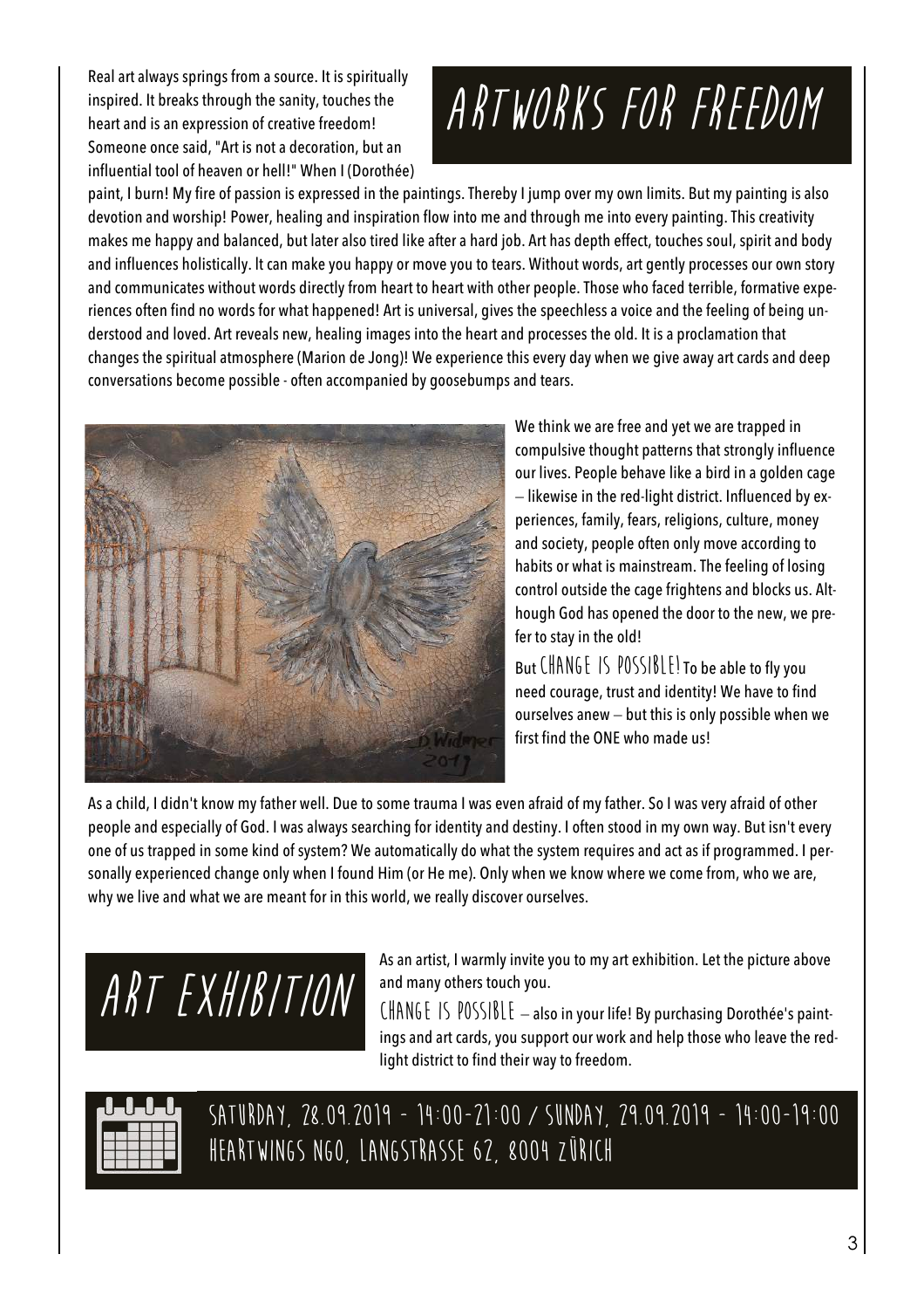# ARTWORKS FOR FREEDOM

Real art always springs from a source. It is spiritually inspired. It breaks through the sanity, touches the heart and is an expression of creative freedom! Someone once said, "Art is not a decoration, but an influential tool of heaven or hell!" When I (Dorothée) paint, I burn! My fire of passion is expressed in the paintings. Thereby I jump over my own limits. But my painting is also devotion and worship! Power, healing and inspiration flow into me and through me into every painting. This creativity makes me happy and balanced, but later also tired like after a hard job. Art has depth effect, touches soul, spirit and body and influences holistically. It can make you happy or move you to tears. Without words, art gently processes our own story and communicates without words directly from heart to heart with other people. Those who faced terrible, formative experiences often find no words for what happened! Art is universal, gives the speechless a voice and the feeling of being understood and loved. Art reveals new, healing images into the heart and processes the old. It is a proclamation that changes the spiritual atmosphere (Marion de Jong)! We experience this every day when we give away art cards and deep conversations become possible - often accompanied by goosebumps and tears.

We think we are free and yet we are trapped in compulsive thought patterns that strongly influence our lives. People behave like a bird in a golden cage – likewise in the red-light district. Influenced by experiences, family, fears, religions, culture, money and society, people often only move according to habits or what is mainstream. The feeling of losing control outside the cage frightens and blocks us. Although God has opened the door to the new, we prefer to stay in the old!

But CHANGE IS POSSIBLE! To be able to fly you need courage, trust and identity! We have to find ourselves anew – but this is only possible when we first find the ONE who made us!

As a child, I didn't know my father well. Due to some trauma I was even afraid of my father. So I was very afraid of other people and especially of God. I was always searching for identity and destiny. I often stood in my own way. But isn't every one of us trapped in some kind of system? We automatically do what the system requires and act as if programmed. I personally experienced change only when I found Him (or He me). Only when we know where we come from, who we are, why we live and what we are meant for in this world, we really discover ourselves.

# ART EXHIBITION

As an artist, I warmly invite you to my art exhibition. Let the picture above and many others touch you.

CHANGE IS POSSIBLE – also in your life! By purchasing Dorothée's paintings and art cards, you support our work and help those who leave the red-light district to find their way to freedom.

**SATURDAY, 28.09.2019 - 14:00-21:00 / SUNDAY, 29.09.2019 - 14:00-19:00**
**HEARTWINGS NGO, LANGSTRASSE 62, 8004 ZÜRICH**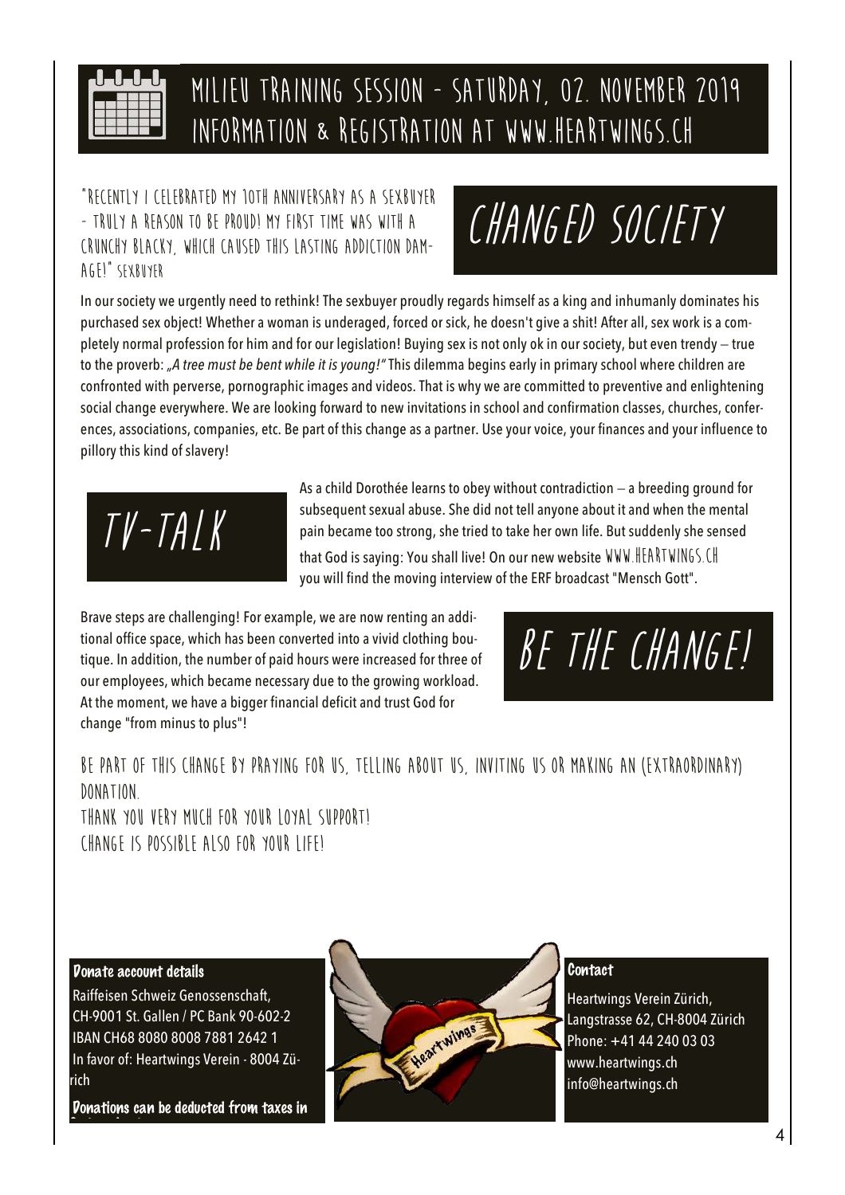## MILIEU TRAINING SESSION - SATURDAY, 02. NOVEMBER 2019
## INFORMATION & REGISTRATION AT WWW.HEARTWINGS.CH

"RECENTLY I CELEBRATED MY 10TH ANNIVERSARY AS A SEXBUYER - TRULY A REASON TO BE PROUD! MY FIRST TIME WAS WITH A CRUNCHY BLACKY, WHICH CAUSED THIS LASTING ADDICTION DAMAGE!" SEXBUYER

## CHANGED SOCIETY

In our society we urgently need to rethink! The sexbuyer proudly regards himself as a king and inhumanly dominates his purchased sex object! Whether a woman is underaged, forced or sick, he doesn't give a shit! After all, sex work is a completely normal profession for him and for our legislation! Buying sex is not only ok in our society, but even trendy – true to the proverb: *„A tree must be bent while it is young!"* This dilemma begins early in primary school where children are confronted with perverse, pornographic images and videos. That is why we are committed to preventive and enlightening social change everywhere. We are looking forward to new invitations in school and confirmation classes, churches, conferences, associations, companies, etc. Be part of this change as a partner. Use your voice, your finances and your influence to pillory this kind of slavery!

## TV-TALK

As a child Dorothée learns to obey without contradiction – a breeding ground for subsequent sexual abuse. She did not tell anyone about it and when the mental pain became too strong, she tried to take her own life. But suddenly she sensed that God is saying: You shall live! On our new website WWW.HEARTWINGS.CH you will find the moving interview of the ERF broadcast "Mensch Gott".

## BE THE CHANGE!

Brave steps are challenging! For example, we are now renting an additional office space, which has been converted into a vivid clothing boutique. In addition, the number of paid hours were increased for three of our employees, which became necessary due to the growing workload. At the moment, we have a bigger financial deficit and trust God for change "from minus to plus"!

BE PART OF THIS CHANGE BY PRAYING FOR US, TELLING ABOUT US, INVITING US OR MAKING AN (EXTRAORDINARY) DONATION.
THANK YOU VERY MUCH FOR YOUR LOYAL SUPPORT!
CHANGE IS POSSIBLE ALSO FOR YOUR LIFE!

**Donate account details**
Raiffeisen Schweiz Genossenschaft,
CH-9001 St. Gallen / PC Bank 90-602-2
IBAN CH68 8080 8008 7881 2642 1
In favor of: Heartwings Verein - 8004 Zürich

**Donations can be deducted from taxes in**

Heartwings

**Contact**
Heartwings Verein Zürich,
Langstrasse 62, CH-8004 Zürich
Phone: +41 44 240 03 03
www.heartwings.ch
info@heartwings.ch